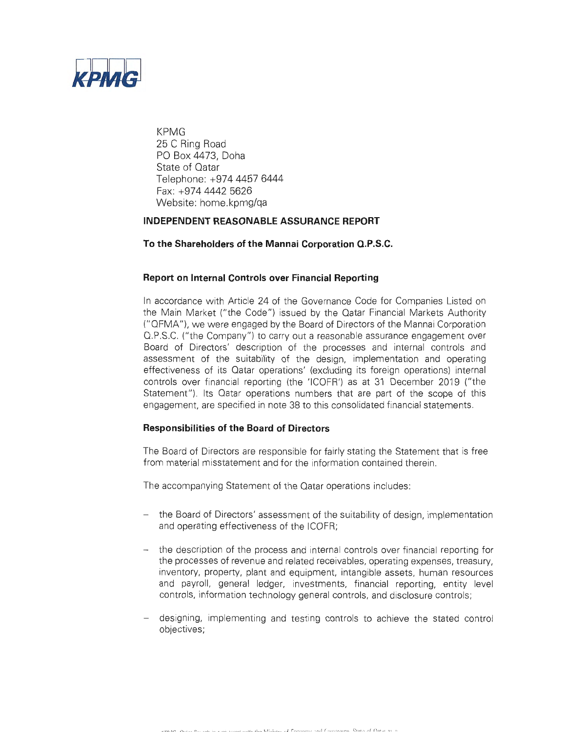KPMG
25 C Ring Road
PO Box 4473, Doha
State of Qatar
Telephone: +974 4457 6444
Fax: +974 4442 5626
Website: home.kpmg/qa

## INDEPENDENT REASONABLE ASSURANCE REPORT

**To the Shareholders of the Mannai Corporation Q.P.S.C.**

### Report on Internal Controls over Financial Reporting

In accordance with Article 24 of the Governance Code for Companies Listed on the Main Market ("the Code") issued by the Qatar Financial Markets Authority ("QFMA"), we were engaged by the Board of Directors of the Mannai Corporation Q.P.S.C. ("the Company") to carry out a reasonable assurance engagement over Board of Directors' description of the processes and internal controls and assessment of the suitability of the design, implementation and operating effectiveness of its Qatar operations' (excluding its foreign operations) internal controls over financial reporting (the 'ICOFR') as at 31 December 2019 ("the Statement"). Its Qatar operations numbers that are part of the scope of this engagement, are specified in note 38 to this consolidated financial statements.

### Responsibilities of the Board of Directors

The Board of Directors are responsible for fairly stating the Statement that is free from material misstatement and for the information contained therein.

The accompanying Statement of the Qatar operations includes:

- the Board of Directors' assessment of the suitability of design, implementation and operating effectiveness of the ICOFR;
- the description of the process and internal controls over financial reporting for the processes of revenue and related receivables, operating expenses, treasury, inventory, property, plant and equipment, intangible assets, human resources and payroll, general ledger, investments, financial reporting, entity level controls, information technology general controls, and disclosure controls;
- designing, implementing and testing controls to achieve the stated control objectives;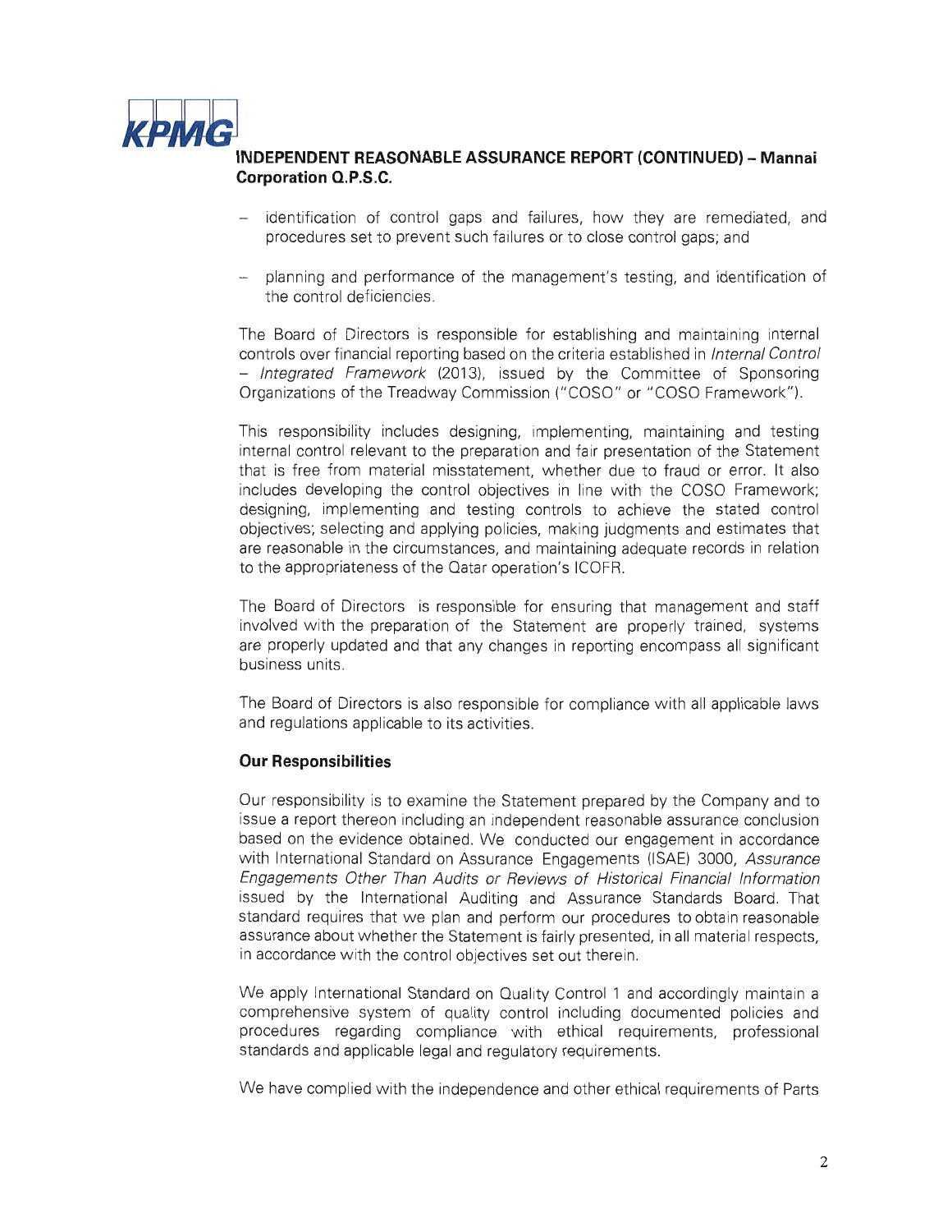## INDEPENDENT REASONABLE ASSURANCE REPORT (CONTINUED) – Mannai Corporation Q.P.S.C.

- identification of control gaps and failures, how they are remediated, and procedures set to prevent such failures or to close control gaps; and
- planning and performance of the management's testing, and identification of the control deficiencies.

The Board of Directors is responsible for establishing and maintaining internal controls over financial reporting based on the criteria established in *Internal Control – Integrated Framework* (2013), issued by the Committee of Sponsoring Organizations of the Treadway Commission ("COSO" or "COSO Framework").

This responsibility includes designing, implementing, maintaining and testing internal control relevant to the preparation and fair presentation of the Statement that is free from material misstatement, whether due to fraud or error. It also includes developing the control objectives in line with the COSO Framework; designing, implementing and testing controls to achieve the stated control objectives; selecting and applying policies, making judgments and estimates that are reasonable in the circumstances, and maintaining adequate records in relation to the appropriateness of the Qatar operation's ICOFR.

The Board of Directors is responsible for ensuring that management and staff involved with the preparation of the Statement are properly trained, systems are properly updated and that any changes in reporting encompass all significant business units.

The Board of Directors is also responsible for compliance with all applicable laws and regulations applicable to its activities.

### Our Responsibilities

Our responsibility is to examine the Statement prepared by the Company and to issue a report thereon including an independent reasonable assurance conclusion based on the evidence obtained. We conducted our engagement in accordance with International Standard on Assurance Engagements (ISAE) 3000, *Assurance Engagements Other Than Audits or Reviews of Historical Financial Information* issued by the International Auditing and Assurance Standards Board. That standard requires that we plan and perform our procedures to obtain reasonable assurance about whether the Statement is fairly presented, in all material respects, in accordance with the control objectives set out therein.

We apply International Standard on Quality Control 1 and accordingly maintain a comprehensive system of quality control including documented policies and procedures regarding compliance with ethical requirements, professional standards and applicable legal and regulatory requirements.

We have complied with the independence and other ethical requirements of Parts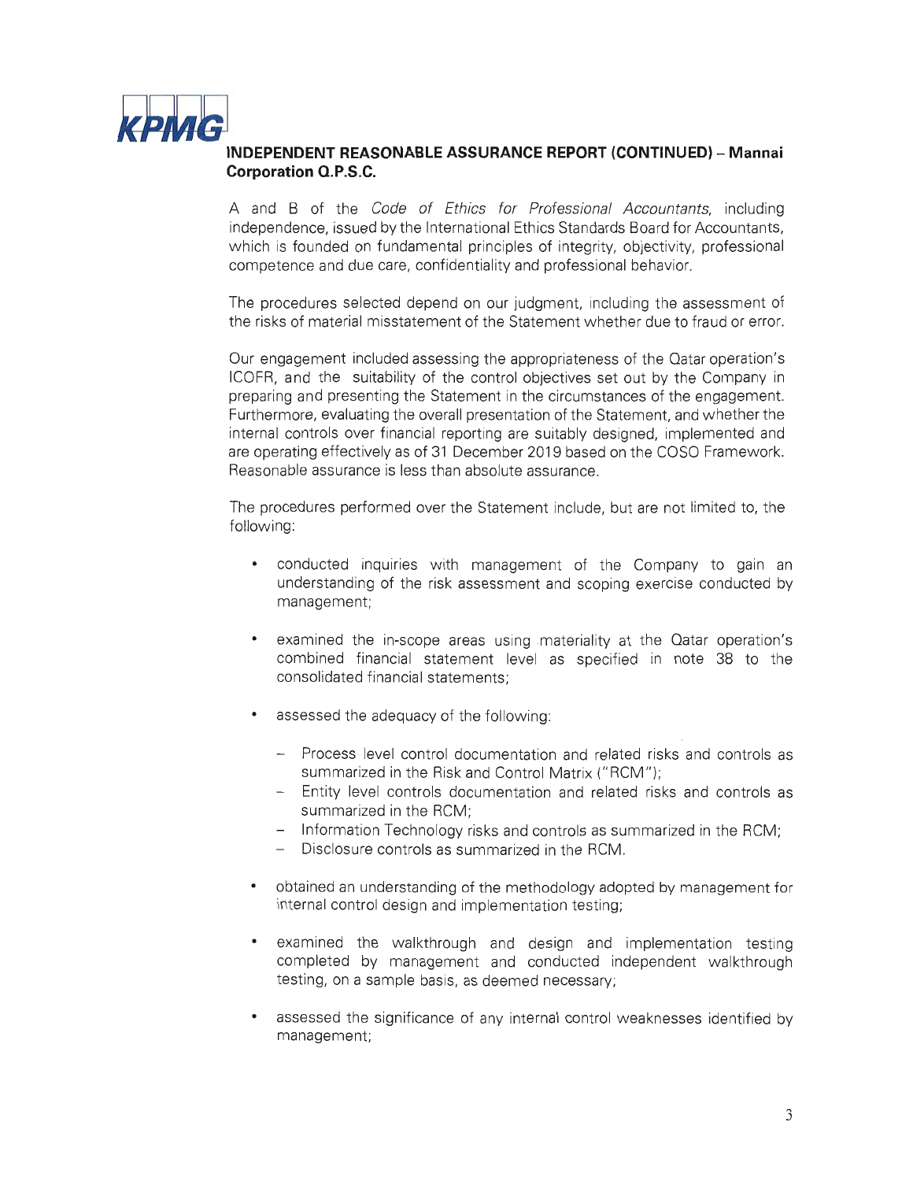## INDEPENDENT REASONABLE ASSURANCE REPORT (CONTINUED) – Mannai Corporation Q.P.S.C.

A and B of the *Code of Ethics for Professional Accountants*, including independence, issued by the International Ethics Standards Board for Accountants, which is founded on fundamental principles of integrity, objectivity, professional competence and due care, confidentiality and professional behavior.

The procedures selected depend on our judgment, including the assessment of the risks of material misstatement of the Statement whether due to fraud or error.

Our engagement included assessing the appropriateness of the Qatar operation's ICOFR, and the suitability of the control objectives set out by the Company in preparing and presenting the Statement in the circumstances of the engagement. Furthermore, evaluating the overall presentation of the Statement, and whether the internal controls over financial reporting are suitably designed, implemented and are operating effectively as of 31 December 2019 based on the COSO Framework. Reasonable assurance is less than absolute assurance.

The procedures performed over the Statement include, but are not limited to, the following:

- conducted inquiries with management of the Company to gain an understanding of the risk assessment and scoping exercise conducted by management;
- examined the in-scope areas using materiality at the Qatar operation's combined financial statement level as specified in note 38 to the consolidated financial statements;
- assessed the adequacy of the following:
  - Process level control documentation and related risks and controls as summarized in the Risk and Control Matrix ("RCM");
  - Entity level controls documentation and related risks and controls as summarized in the RCM;
  - Information Technology risks and controls as summarized in the RCM;
  - Disclosure controls as summarized in the RCM.
- obtained an understanding of the methodology adopted by management for internal control design and implementation testing;
- examined the walkthrough and design and implementation testing completed by management and conducted independent walkthrough testing, on a sample basis, as deemed necessary;
- assessed the significance of any internal control weaknesses identified by management;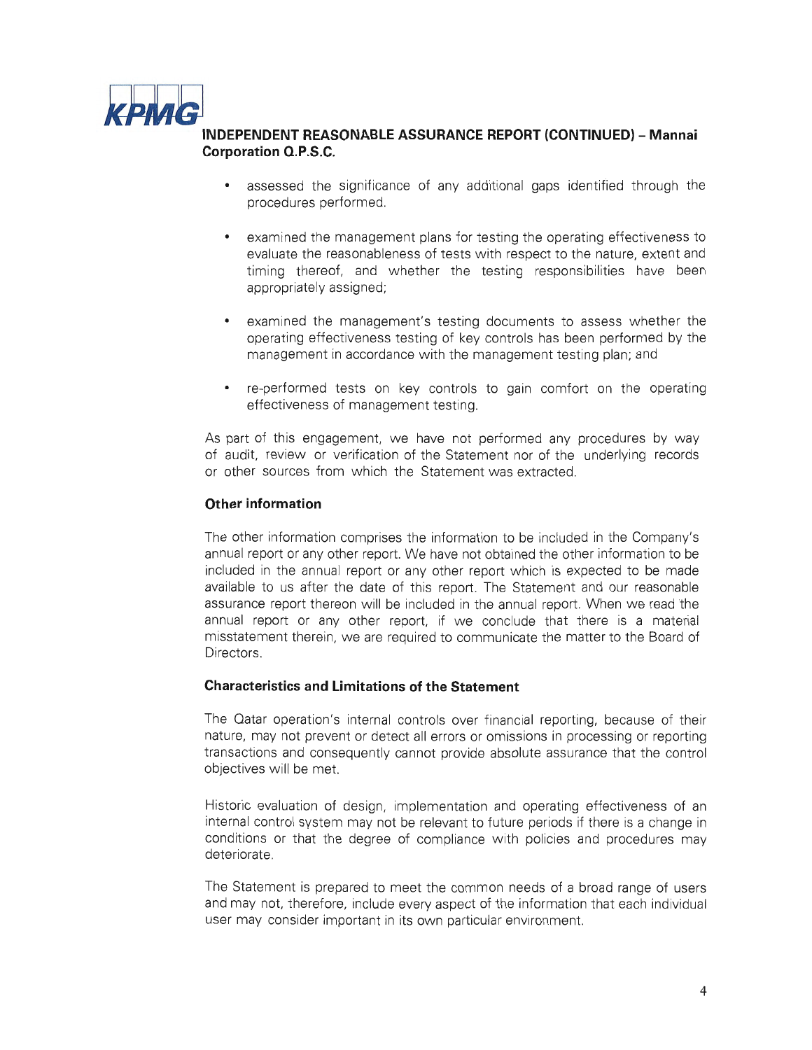**INDEPENDENT REASONABLE ASSURANCE REPORT (CONTINUED) – Mannai Corporation Q.P.S.C.**

- assessed the significance of any additional gaps identified through the procedures performed.
- examined the management plans for testing the operating effectiveness to evaluate the reasonableness of tests with respect to the nature, extent and timing thereof, and whether the testing responsibilities have been appropriately assigned;
- examined the management's testing documents to assess whether the operating effectiveness testing of key controls has been performed by the management in accordance with the management testing plan; and
- re-performed tests on key controls to gain comfort on the operating effectiveness of management testing.

As part of this engagement, we have not performed any procedures by way of audit, review or verification of the Statement nor of the underlying records or other sources from which the Statement was extracted.

### Other information

The other information comprises the information to be included in the Company's annual report or any other report. We have not obtained the other information to be included in the annual report or any other report which is expected to be made available to us after the date of this report. The Statement and our reasonable assurance report thereon will be included in the annual report. When we read the annual report or any other report, if we conclude that there is a material misstatement therein, we are required to communicate the matter to the Board of Directors.

### Characteristics and Limitations of the Statement

The Qatar operation's internal controls over financial reporting, because of their nature, may not prevent or detect all errors or omissions in processing or reporting transactions and consequently cannot provide absolute assurance that the control objectives will be met.

Historic evaluation of design, implementation and operating effectiveness of an internal control system may not be relevant to future periods if there is a change in conditions or that the degree of compliance with policies and procedures may deteriorate.

The Statement is prepared to meet the common needs of a broad range of users and may not, therefore, include every aspect of the information that each individual user may consider important in its own particular environment.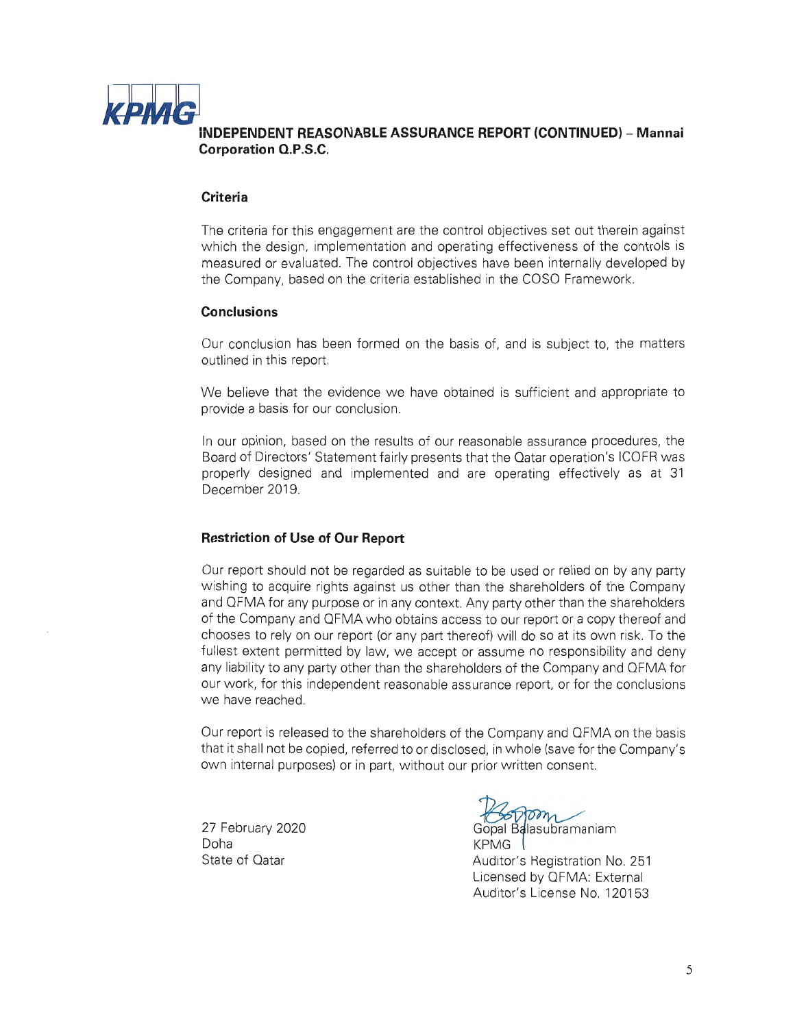# INDEPENDENT REASONABLE ASSURANCE REPORT (CONTINUED) – Mannai Corporation Q.P.S.C.

## Criteria

The criteria for this engagement are the control objectives set out therein against which the design, implementation and operating effectiveness of the controls is measured or evaluated. The control objectives have been internally developed by the Company, based on the criteria established in the COSO Framework.

## Conclusions

Our conclusion has been formed on the basis of, and is subject to, the matters outlined in this report.

We believe that the evidence we have obtained is sufficient and appropriate to provide a basis for our conclusion.

In our opinion, based on the results of our reasonable assurance procedures, the Board of Directors' Statement fairly presents that the Qatar operation's ICOFR was properly designed and implemented and are operating effectively as at 31 December 2019.

## Restriction of Use of Our Report

Our report should not be regarded as suitable to be used or relied on by any party wishing to acquire rights against us other than the shareholders of the Company and QFMA for any purpose or in any context. Any party other than the shareholders of the Company and QFMA who obtains access to our report or a copy thereof and chooses to rely on our report (or any part thereof) will do so at its own risk. To the fullest extent permitted by law, we accept or assume no responsibility and deny any liability to any party other than the shareholders of the Company and QFMA for our work, for this independent reasonable assurance report, or for the conclusions we have reached.

Our report is released to the shareholders of the Company and QFMA on the basis that it shall not be copied, referred to or disclosed, in whole (save for the Company's own internal purposes) or in part, without our prior written consent.

27 February 2020
Doha
State of Qatar

Gopal Balasubramaniam
KPMG
Auditor's Registration No. 251
Licensed by QFMA: External
Auditor's License No. 120153